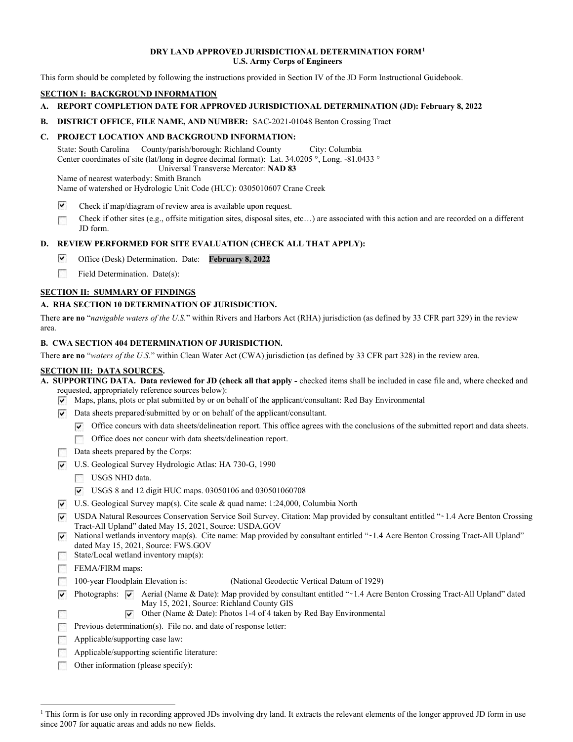**DRY LAND APPROVED JURISDICTIONAL DETERMINATION FORM**[1]
**U.S. Army Corps of Engineers**

This form should be completed by following the instructions provided in Section IV of the JD Form Instructional Guidebook.

## SECTION I: BACKGROUND INFORMATION

**A. REPORT COMPLETION DATE FOR APPROVED JURISDICTIONAL DETERMINATION (JD): February 8, 2022**

**B. DISTRICT OFFICE, FILE NAME, AND NUMBER:** SAC-2021-01048 Benton Crossing Tract

**C. PROJECT LOCATION AND BACKGROUND INFORMATION:**

State: South Carolina County/parish/borough: Richland County City: Columbia
Center coordinates of site (lat/long in degree decimal format): Lat. 34.0205 °, Long. -81.0433 °
Universal Transverse Mercator: **NAD 83**
Name of nearest waterbody: Smith Branch
Name of watershed or Hydrologic Unit Code (HUC): 0305010607 Crane Creek

- [x] Check if map/diagram of review area is available upon request.
- [ ] Check if other sites (e.g., offsite mitigation sites, disposal sites, etc…) are associated with this action and are recorded on a different JD form.

**D. REVIEW PERFORMED FOR SITE EVALUATION (CHECK ALL THAT APPLY):**

- [x] Office (Desk) Determination. Date: **February 8, 2022**
- [ ] Field Determination. Date(s):

## SECTION II: SUMMARY OF FINDINGS

**A. RHA SECTION 10 DETERMINATION OF JURISDICTION.**

There **are no** "*navigable waters of the U.S.*" within Rivers and Harbors Act (RHA) jurisdiction (as defined by 33 CFR part 329) in the review area.

**B. CWA SECTION 404 DETERMINATION OF JURISDICTION.**

There **are no** "*waters of the U.S.*" within Clean Water Act (CWA) jurisdiction (as defined by 33 CFR part 328) in the review area.

## SECTION III: DATA SOURCES.

**A. SUPPORTING DATA. Data reviewed for JD (check all that apply -** checked items shall be included in case file and, where checked and requested, appropriately reference sources below):

- [x] Maps, plans, plots or plat submitted by or on behalf of the applicant/consultant: Red Bay Environmental
- [x] Data sheets prepared/submitted by or on behalf of the applicant/consultant.
  - [x] Office concurs with data sheets/delineation report. This office agrees with the conclusions of the submitted report and data sheets.
  - [ ] Office does not concur with data sheets/delineation report.
- [ ] Data sheets prepared by the Corps:
- [x] U.S. Geological Survey Hydrologic Atlas: HA 730-G, 1990
  - [ ] USGS NHD data.
  - [x] USGS 8 and 12 digit HUC maps. 03050106 and 030501060708
- [x] U.S. Geological Survey map(s). Cite scale & quad name: 1:24,000, Columbia North
- [x] USDA Natural Resources Conservation Service Soil Survey. Citation: Map provided by consultant entitled "~1.4 Acre Benton Crossing Tract-All Upland" dated May 15, 2021, Source: USDA.GOV
- [x] National wetlands inventory map(s). Cite name: Map provided by consultant entitled "~1.4 Acre Benton Crossing Tract-All Upland" dated May 15, 2021, Source: FWS.GOV
- [ ] State/Local wetland inventory map(s):
- [ ] FEMA/FIRM maps:
- [ ] 100-year Floodplain Elevation is: (National Geodectic Vertical Datum of 1929)
- [x] Photographs: [x] Aerial (Name & Date): Map provided by consultant entitled "~1.4 Acre Benton Crossing Tract-All Upland" dated May 15, 2021, Source: Richland County GIS
- [ ] [x] Other (Name & Date): Photos 1-4 of 4 taken by Red Bay Environmental
- [ ] Previous determination(s). File no. and date of response letter:
- [ ] Applicable/supporting case law:
- [ ] Applicable/supporting scientific literature:
- [ ] Other information (please specify):

---

[1] This form is for use only in recording approved JDs involving dry land. It extracts the relevant elements of the longer approved JD form in use since 2007 for aquatic areas and adds no new fields.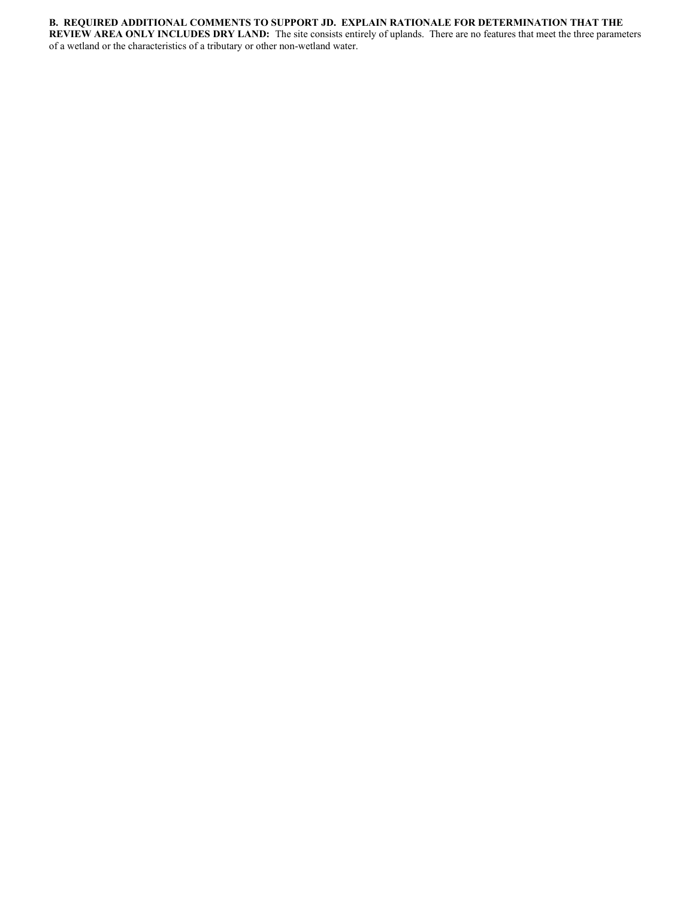**B. REQUIRED ADDITIONAL COMMENTS TO SUPPORT JD. EXPLAIN RATIONALE FOR DETERMINATION THAT THE REVIEW AREA ONLY INCLUDES DRY LAND:** The site consists entirely of uplands. There are no features that meet the three parameters of a wetland or the characteristics of a tributary or other non-wetland water.